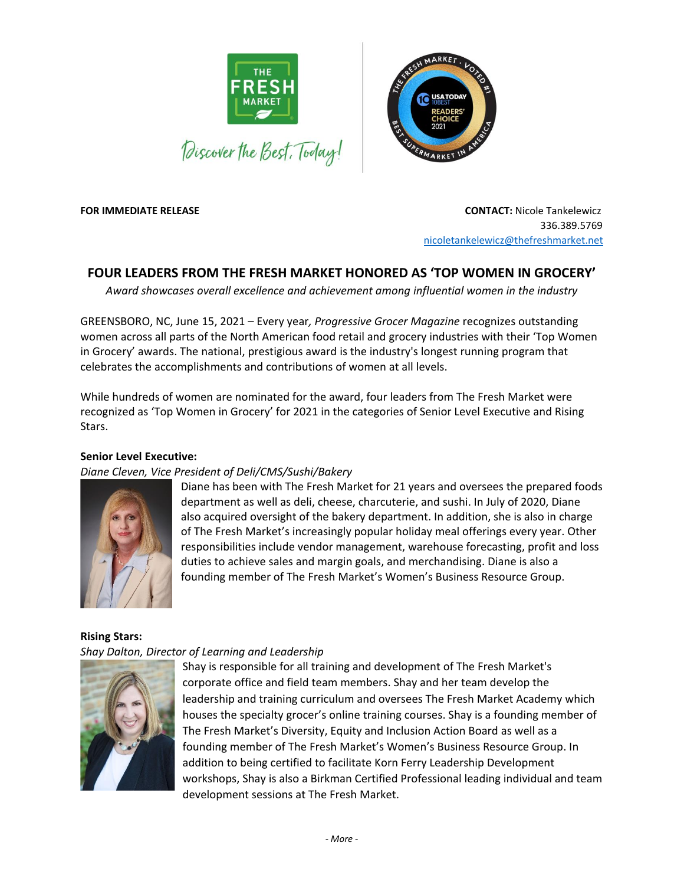FOR IMMEDIATE RELEASE

**CONTACT:** Nicole Tankelewicz
336.389.5769
nicoletankelewicz@thefreshmarket.net

# FOUR LEADERS FROM THE FRESH MARKET HONORED AS 'TOP WOMEN IN GROCERY'

*Award showcases overall excellence and achievement among influential women in the industry*

GREENSBORO, NC, June 15, 2021 – Every year*, Progressive Grocer Magazine* recognizes outstanding women across all parts of the North American food retail and grocery industries with their 'Top Women in Grocery' awards. The national, prestigious award is the industry's longest running program that celebrates the accomplishments and contributions of women at all levels.

While hundreds of women are nominated for the award, four leaders from The Fresh Market were recognized as 'Top Women in Grocery' for 2021 in the categories of Senior Level Executive and Rising Stars.

**Senior Level Executive:**

*Diane Cleven, Vice President of Deli/CMS/Sushi/Bakery*

Diane has been with The Fresh Market for 21 years and oversees the prepared foods department as well as deli, cheese, charcuterie, and sushi. In July of 2020, Diane also acquired oversight of the bakery department. In addition, she is also in charge of The Fresh Market's increasingly popular holiday meal offerings every year. Other responsibilities include vendor management, warehouse forecasting, profit and loss duties to achieve sales and margin goals, and merchandising. Diane is also a founding member of The Fresh Market's Women's Business Resource Group.

**Rising Stars:**

*Shay Dalton, Director of Learning and Leadership*

Shay is responsible for all training and development of The Fresh Market's corporate office and field team members. Shay and her team develop the leadership and training curriculum and oversees The Fresh Market Academy which houses the specialty grocer's online training courses. Shay is a founding member of The Fresh Market's Diversity, Equity and Inclusion Action Board as well as a founding member of The Fresh Market's Women's Business Resource Group. In addition to being certified to facilitate Korn Ferry Leadership Development workshops, Shay is also a Birkman Certified Professional leading individual and team development sessions at The Fresh Market.

*- More -*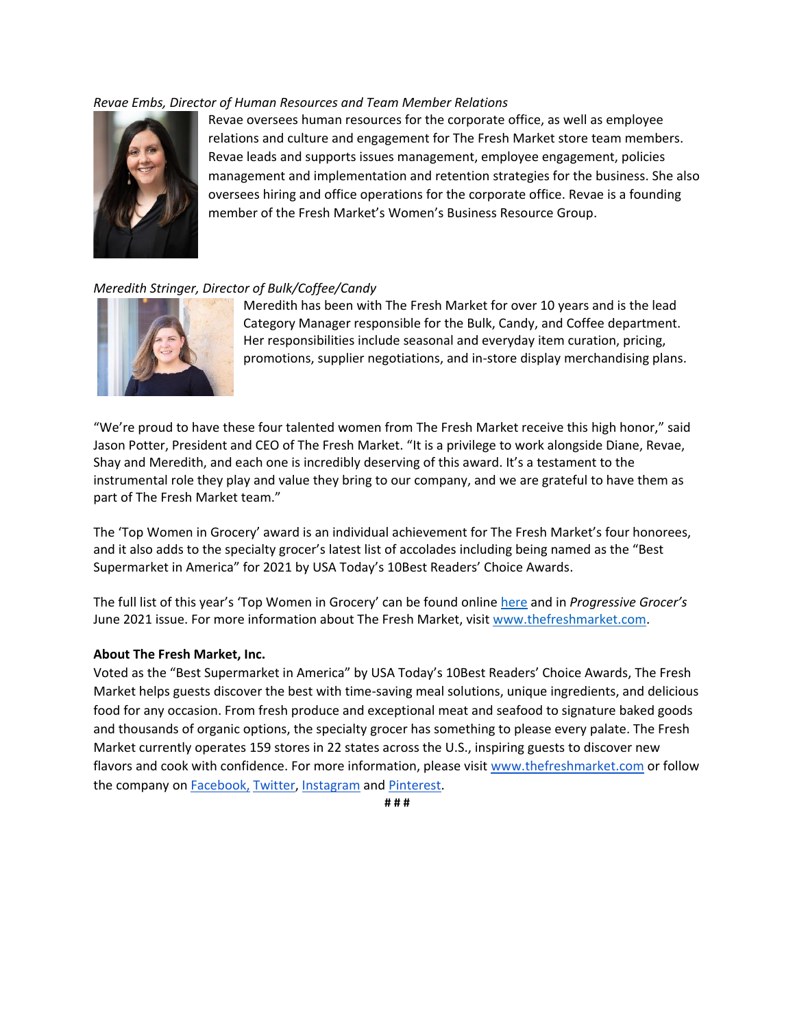*Revae Embs, Director of Human Resources and Team Member Relations*

Revae oversees human resources for the corporate office, as well as employee relations and culture and engagement for The Fresh Market store team members. Revae leads and supports issues management, employee engagement, policies management and implementation and retention strategies for the business. She also oversees hiring and office operations for the corporate office. Revae is a founding member of the Fresh Market's Women's Business Resource Group.

*Meredith Stringer, Director of Bulk/Coffee/Candy*

Meredith has been with The Fresh Market for over 10 years and is the lead Category Manager responsible for the Bulk, Candy, and Coffee department. Her responsibilities include seasonal and everyday item curation, pricing, promotions, supplier negotiations, and in-store display merchandising plans.

"We're proud to have these four talented women from The Fresh Market receive this high honor," said Jason Potter, President and CEO of The Fresh Market. "It is a privilege to work alongside Diane, Revae, Shay and Meredith, and each one is incredibly deserving of this award. It's a testament to the instrumental role they play and value they bring to our company, and we are grateful to have them as part of The Fresh Market team."

The 'Top Women in Grocery' award is an individual achievement for The Fresh Market's four honorees, and it also adds to the specialty grocer's latest list of accolades including being named as the "Best Supermarket in America" for 2021 by USA Today's 10Best Readers' Choice Awards.

The full list of this year's 'Top Women in Grocery' can be found online here and in *Progressive Grocer's* June 2021 issue. For more information about The Fresh Market, visit www.thefreshmarket.com.

**About The Fresh Market, Inc.**

Voted as the "Best Supermarket in America" by USA Today's 10Best Readers' Choice Awards, The Fresh Market helps guests discover the best with time-saving meal solutions, unique ingredients, and delicious food for any occasion. From fresh produce and exceptional meat and seafood to signature baked goods and thousands of organic options, the specialty grocer has something to please every palate. The Fresh Market currently operates 159 stores in 22 states across the U.S., inspiring guests to discover new flavors and cook with confidence. For more information, please visit www.thefreshmarket.com or follow the company on Facebook, Twitter, Instagram and Pinterest.

# # #